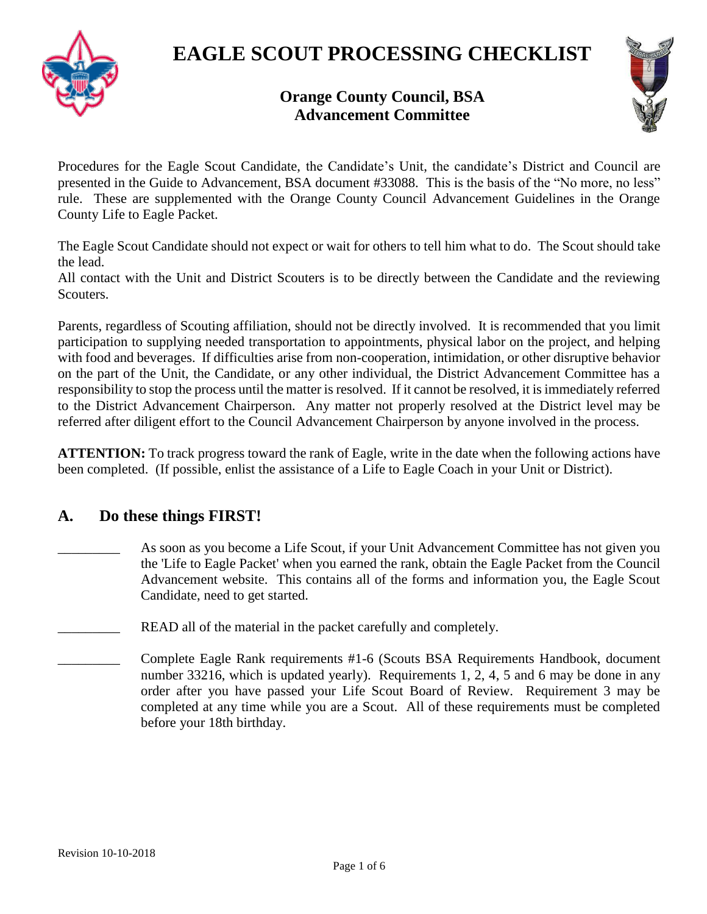# EAGLE SCOUT PROCESSING CHECKLIST

## Orange County Council, BSA
## Advancement Committee

Procedures for the Eagle Scout Candidate, the Candidate's Unit, the candidate's District and Council are presented in the Guide to Advancement, BSA document #33088. This is the basis of the "No more, no less" rule. These are supplemented with the Orange County Council Advancement Guidelines in the Orange County Life to Eagle Packet.

The Eagle Scout Candidate should not expect or wait for others to tell him what to do. The Scout should take the lead.
All contact with the Unit and District Scouters is to be directly between the Candidate and the reviewing Scouters.

Parents, regardless of Scouting affiliation, should not be directly involved. It is recommended that you limit participation to supplying needed transportation to appointments, physical labor on the project, and helping with food and beverages. If difficulties arise from non-cooperation, intimidation, or other disruptive behavior on the part of the Unit, the Candidate, or any other individual, the District Advancement Committee has a responsibility to stop the process until the matter is resolved. If it cannot be resolved, it is immediately referred to the District Advancement Chairperson. Any matter not properly resolved at the District level may be referred after diligent effort to the Council Advancement Chairperson by anyone involved in the process.

**ATTENTION:** To track progress toward the rank of Eagle, write in the date when the following actions have been completed. (If possible, enlist the assistance of a Life to Eagle Coach in your Unit or District).

## A. Do these things FIRST!

_________ As soon as you become a Life Scout, if your Unit Advancement Committee has not given you the 'Life to Eagle Packet' when you earned the rank, obtain the Eagle Packet from the Council Advancement website. This contains all of the forms and information you, the Eagle Scout Candidate, need to get started.

_________ READ all of the material in the packet carefully and completely.

_________ Complete Eagle Rank requirements #1-6 (Scouts BSA Requirements Handbook, document number 33216, which is updated yearly). Requirements 1, 2, 4, 5 and 6 may be done in any order after you have passed your Life Scout Board of Review. Requirement 3 may be completed at any time while you are a Scout. All of these requirements must be completed before your 18th birthday.

Revision 10-10-2018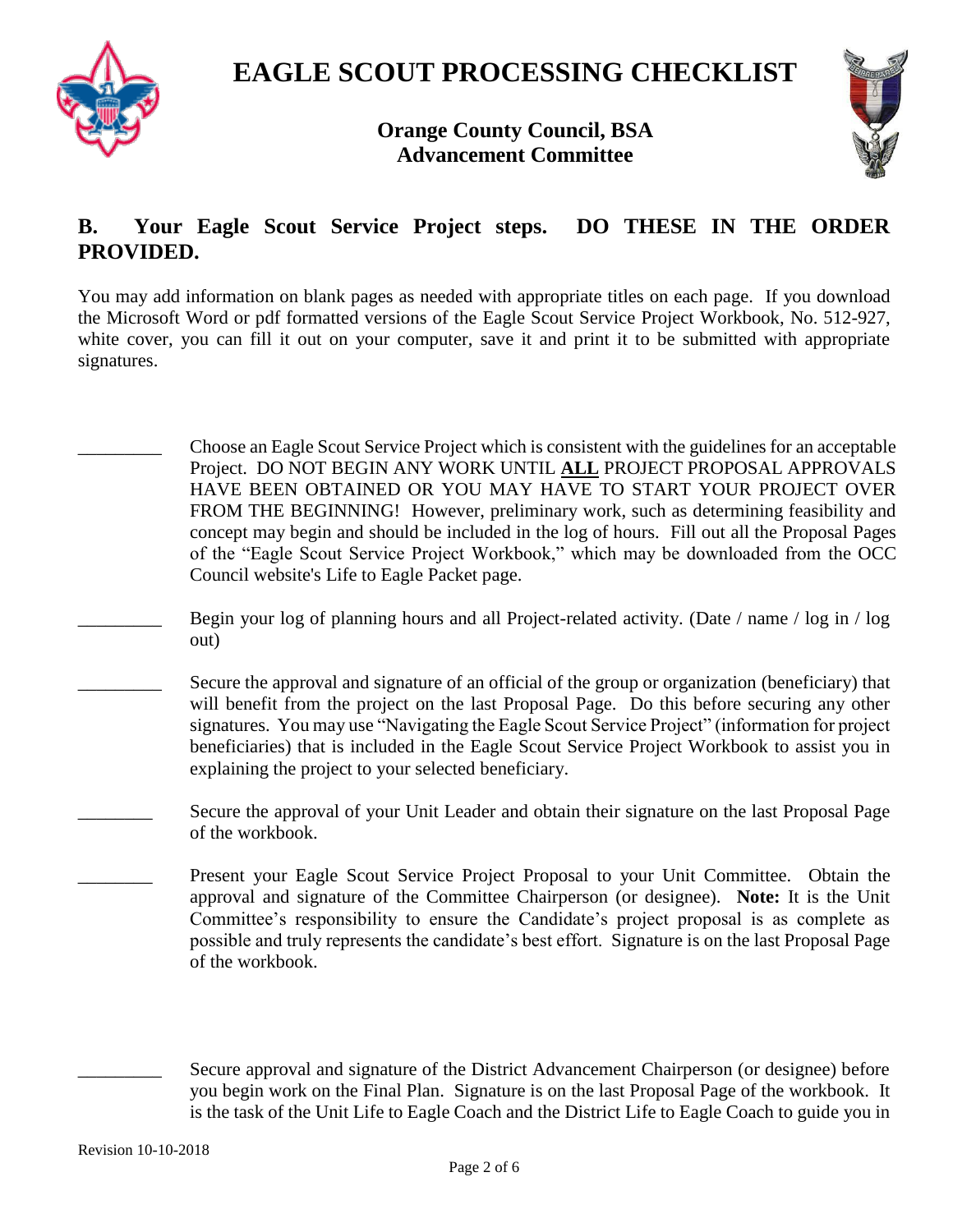# EAGLE SCOUT PROCESSING CHECKLIST

**Orange County Council, BSA**
**Advancement Committee**

## B. Your Eagle Scout Service Project steps. DO THESE IN THE ORDER PROVIDED.

You may add information on blank pages as needed with appropriate titles on each page. If you download the Microsoft Word or pdf formatted versions of the Eagle Scout Service Project Workbook, No. 512-927, white cover, you can fill it out on your computer, save it and print it to be submitted with appropriate signatures.

_________ Choose an Eagle Scout Service Project which is consistent with the guidelines for an acceptable Project. DO NOT BEGIN ANY WORK UNTIL **<u>ALL</u>** PROJECT PROPOSAL APPROVALS HAVE BEEN OBTAINED OR YOU MAY HAVE TO START YOUR PROJECT OVER FROM THE BEGINNING! However, preliminary work, such as determining feasibility and concept may begin and should be included in the log of hours. Fill out all the Proposal Pages of the "Eagle Scout Service Project Workbook," which may be downloaded from the OCC Council website's Life to Eagle Packet page.

_________ Begin your log of planning hours and all Project-related activity. (Date / name / log in / log out)

_________ Secure the approval and signature of an official of the group or organization (beneficiary) that will benefit from the project on the last Proposal Page. Do this before securing any other signatures. You may use "Navigating the Eagle Scout Service Project" (information for project beneficiaries) that is included in the Eagle Scout Service Project Workbook to assist you in explaining the project to your selected beneficiary.

________ Secure the approval of your Unit Leader and obtain their signature on the last Proposal Page of the workbook.

________ Present your Eagle Scout Service Project Proposal to your Unit Committee. Obtain the approval and signature of the Committee Chairperson (or designee). **Note:** It is the Unit Committee's responsibility to ensure the Candidate's project proposal is as complete as possible and truly represents the candidate's best effort. Signature is on the last Proposal Page of the workbook.

_________ Secure approval and signature of the District Advancement Chairperson (or designee) before you begin work on the Final Plan. Signature is on the last Proposal Page of the workbook. It is the task of the Unit Life to Eagle Coach and the District Life to Eagle Coach to guide you in

Revision 10-10-2018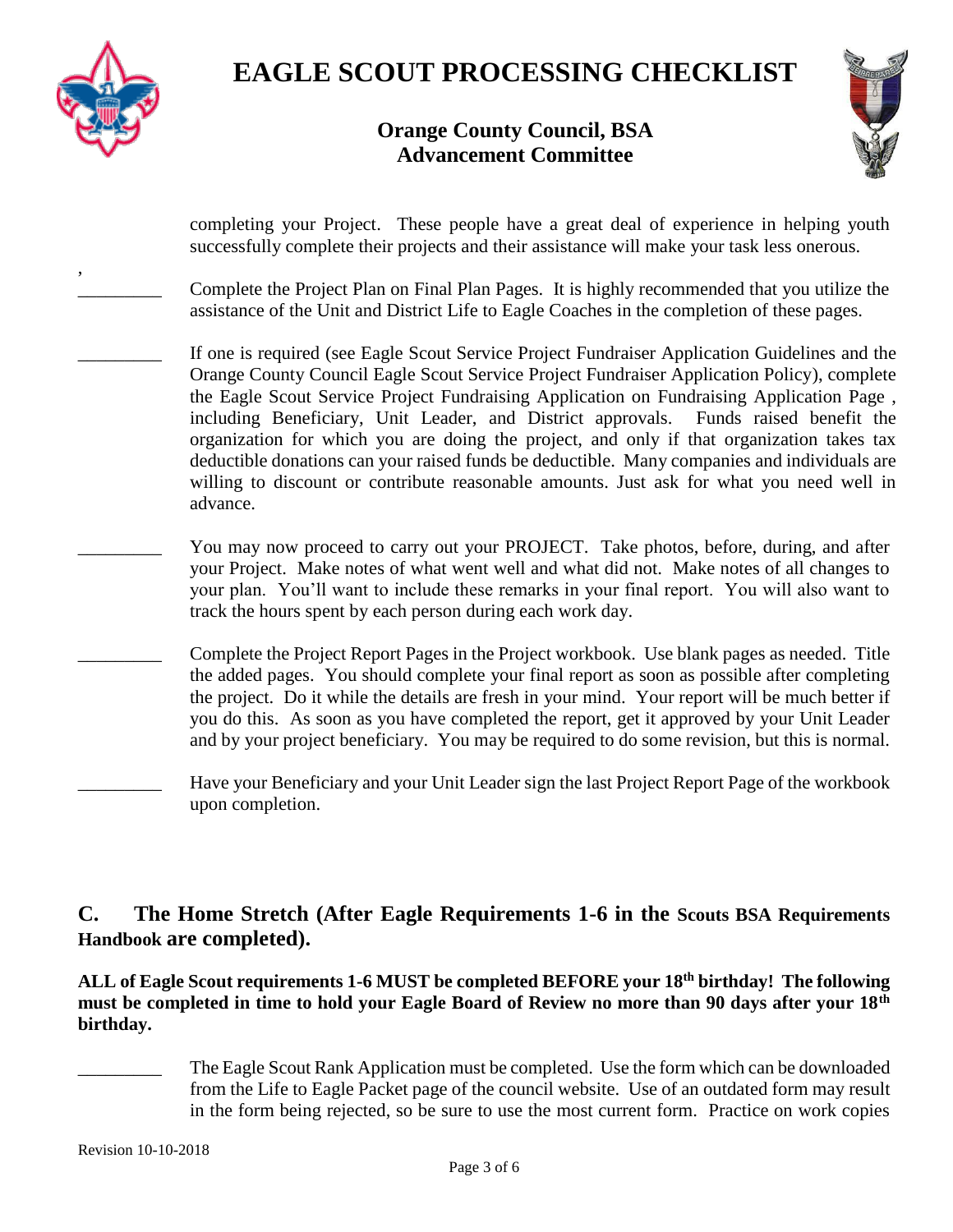completing your Project. These people have a great deal of experience in helping youth successfully complete their projects and their assistance will make your task less onerous.

,

_________ Complete the Project Plan on Final Plan Pages. It is highly recommended that you utilize the assistance of the Unit and District Life to Eagle Coaches in the completion of these pages.

_________ If one is required (see Eagle Scout Service Project Fundraiser Application Guidelines and the Orange County Council Eagle Scout Service Project Fundraiser Application Policy), complete the Eagle Scout Service Project Fundraising Application on Fundraising Application Page , including Beneficiary, Unit Leader, and District approvals. Funds raised benefit the organization for which you are doing the project, and only if that organization takes tax deductible donations can your raised funds be deductible. Many companies and individuals are willing to discount or contribute reasonable amounts. Just ask for what you need well in advance.

_________ You may now proceed to carry out your PROJECT. Take photos, before, during, and after your Project. Make notes of what went well and what did not. Make notes of all changes to your plan. You'll want to include these remarks in your final report. You will also want to track the hours spent by each person during each work day.

_________ Complete the Project Report Pages in the Project workbook. Use blank pages as needed. Title the added pages. You should complete your final report as soon as possible after completing the project. Do it while the details are fresh in your mind. Your report will be much better if you do this. As soon as you have completed the report, get it approved by your Unit Leader and by your project beneficiary. You may be required to do some revision, but this is normal.

_________ Have your Beneficiary and your Unit Leader sign the last Project Report Page of the workbook upon completion.

## C. The Home Stretch (After Eagle Requirements 1-6 in the Scouts BSA Requirements Handbook are completed).

**ALL of Eagle Scout requirements 1-6 MUST be completed BEFORE your 18th birthday! The following must be completed in time to hold your Eagle Board of Review no more than 90 days after your 18th birthday.**

_________ The Eagle Scout Rank Application must be completed. Use the form which can be downloaded from the Life to Eagle Packet page of the council website. Use of an outdated form may result in the form being rejected, so be sure to use the most current form. Practice on work copies

Revision 10-10-2018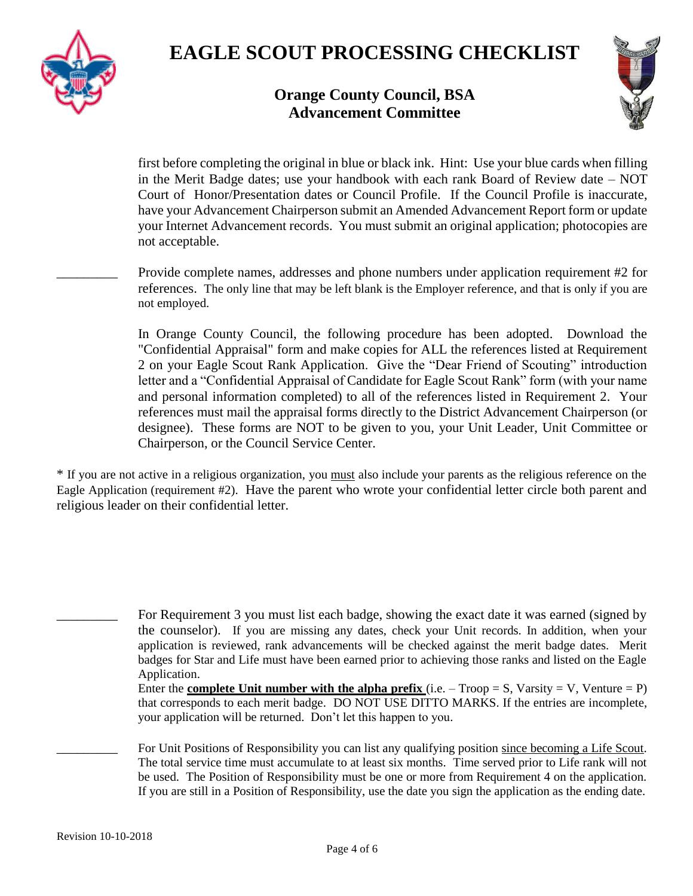# EAGLE SCOUT PROCESSING CHECKLIST

## Orange County Council, BSA
## Advancement Committee

first before completing the original in blue or black ink. Hint: Use your blue cards when filling in the Merit Badge dates; use your handbook with each rank Board of Review date – NOT Court of Honor/Presentation dates or Council Profile. If the Council Profile is inaccurate, have your Advancement Chairperson submit an Amended Advancement Report form or update your Internet Advancement records. You must submit an original application; photocopies are not acceptable.

_________ Provide complete names, addresses and phone numbers under application requirement #2 for references. The only line that may be left blank is the Employer reference, and that is only if you are not employed.

In Orange County Council, the following procedure has been adopted. Download the "Confidential Appraisal" form and make copies for ALL the references listed at Requirement 2 on your Eagle Scout Rank Application. Give the "Dear Friend of Scouting" introduction letter and a "Confidential Appraisal of Candidate for Eagle Scout Rank" form (with your name and personal information completed) to all of the references listed in Requirement 2. Your references must mail the appraisal forms directly to the District Advancement Chairperson (or designee). These forms are NOT to be given to you, your Unit Leader, Unit Committee or Chairperson, or the Council Service Center.

* If you are not active in a religious organization, you must also include your parents as the religious reference on the Eagle Application (requirement #2). Have the parent who wrote your confidential letter circle both parent and religious leader on their confidential letter.

_________ For Requirement 3 you must list each badge, showing the exact date it was earned (signed by the counselor). If you are missing any dates, check your Unit records. In addition, when your application is reviewed, rank advancements will be checked against the merit badge dates. Merit badges for Star and Life must have been earned prior to achieving those ranks and listed on the Eagle Application.
Enter the **complete Unit number with the alpha prefix** (i.e. – Troop = S, Varsity = V, Venture = P) that corresponds to each merit badge. DO NOT USE DITTO MARKS. If the entries are incomplete, your application will be returned. Don't let this happen to you.

_________ For Unit Positions of Responsibility you can list any qualifying position since becoming a Life Scout. The total service time must accumulate to at least six months. Time served prior to Life rank will not be used. The Position of Responsibility must be one or more from Requirement 4 on the application. If you are still in a Position of Responsibility, use the date you sign the application as the ending date.

Revision 10-10-2018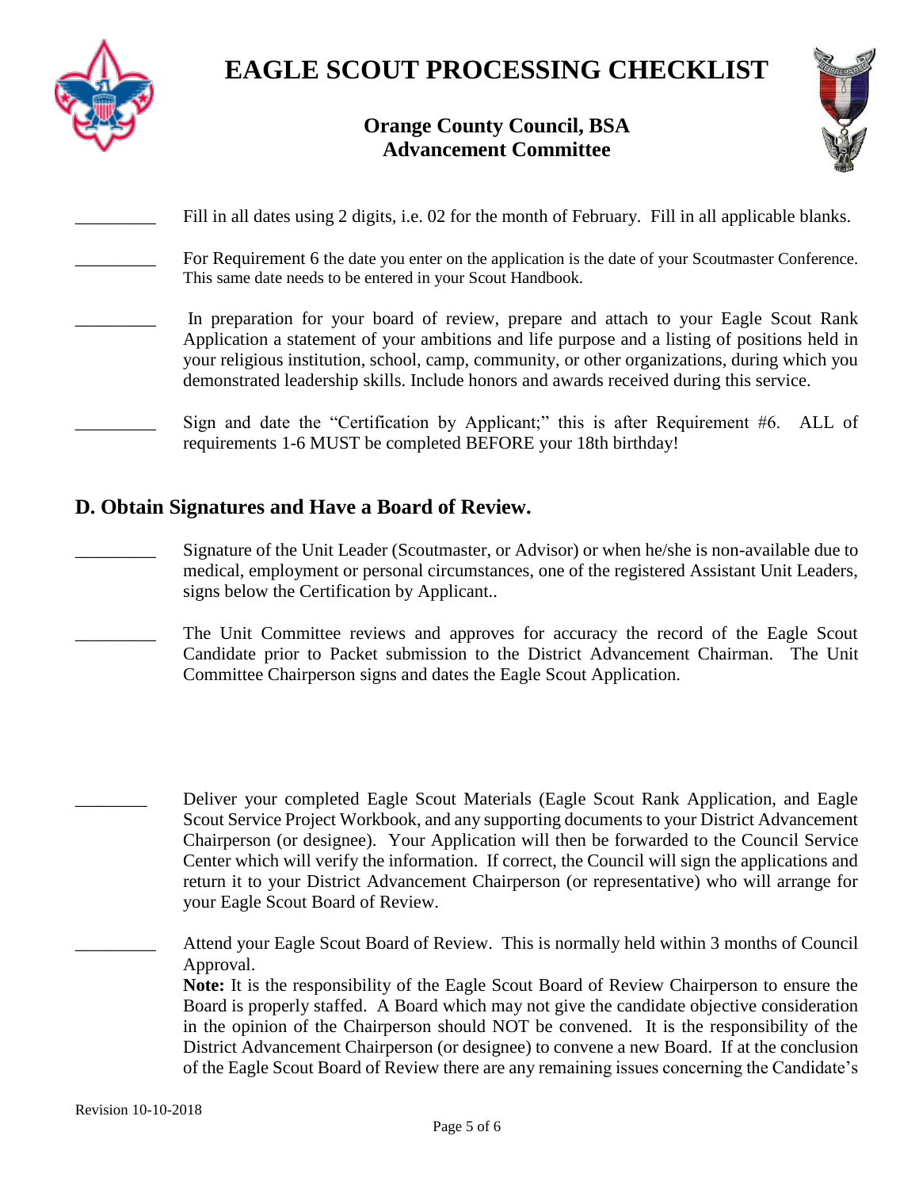# EAGLE SCOUT PROCESSING CHECKLIST

**Orange County Council, BSA**
**Advancement Committee**

_________ Fill in all dates using 2 digits, i.e. 02 for the month of February. Fill in all applicable blanks.

_________ For Requirement 6 the date you enter on the application is the date of your Scoutmaster Conference. This same date needs to be entered in your Scout Handbook.

_________ In preparation for your board of review, prepare and attach to your Eagle Scout Rank Application a statement of your ambitions and life purpose and a listing of positions held in your religious institution, school, camp, community, or other organizations, during which you demonstrated leadership skills. Include honors and awards received during this service.

_________ Sign and date the "Certification by Applicant;" this is after Requirement #6. ALL of requirements 1-6 MUST be completed BEFORE your 18th birthday!

## D. Obtain Signatures and Have a Board of Review.

_________ Signature of the Unit Leader (Scoutmaster, or Advisor) or when he/she is non-available due to medical, employment or personal circumstances, one of the registered Assistant Unit Leaders, signs below the Certification by Applicant..

_________ The Unit Committee reviews and approves for accuracy the record of the Eagle Scout Candidate prior to Packet submission to the District Advancement Chairman. The Unit Committee Chairperson signs and dates the Eagle Scout Application.

________ Deliver your completed Eagle Scout Materials (Eagle Scout Rank Application, and Eagle Scout Service Project Workbook, and any supporting documents to your District Advancement Chairperson (or designee). Your Application will then be forwarded to the Council Service Center which will verify the information. If correct, the Council will sign the applications and return it to your District Advancement Chairperson (or representative) who will arrange for your Eagle Scout Board of Review.

_________ Attend your Eagle Scout Board of Review. This is normally held within 3 months of Council Approval.
**Note:** It is the responsibility of the Eagle Scout Board of Review Chairperson to ensure the Board is properly staffed. A Board which may not give the candidate objective consideration in the opinion of the Chairperson should NOT be convened. It is the responsibility of the District Advancement Chairperson (or designee) to convene a new Board. If at the conclusion of the Eagle Scout Board of Review there are any remaining issues concerning the Candidate's

Revision 10-10-2018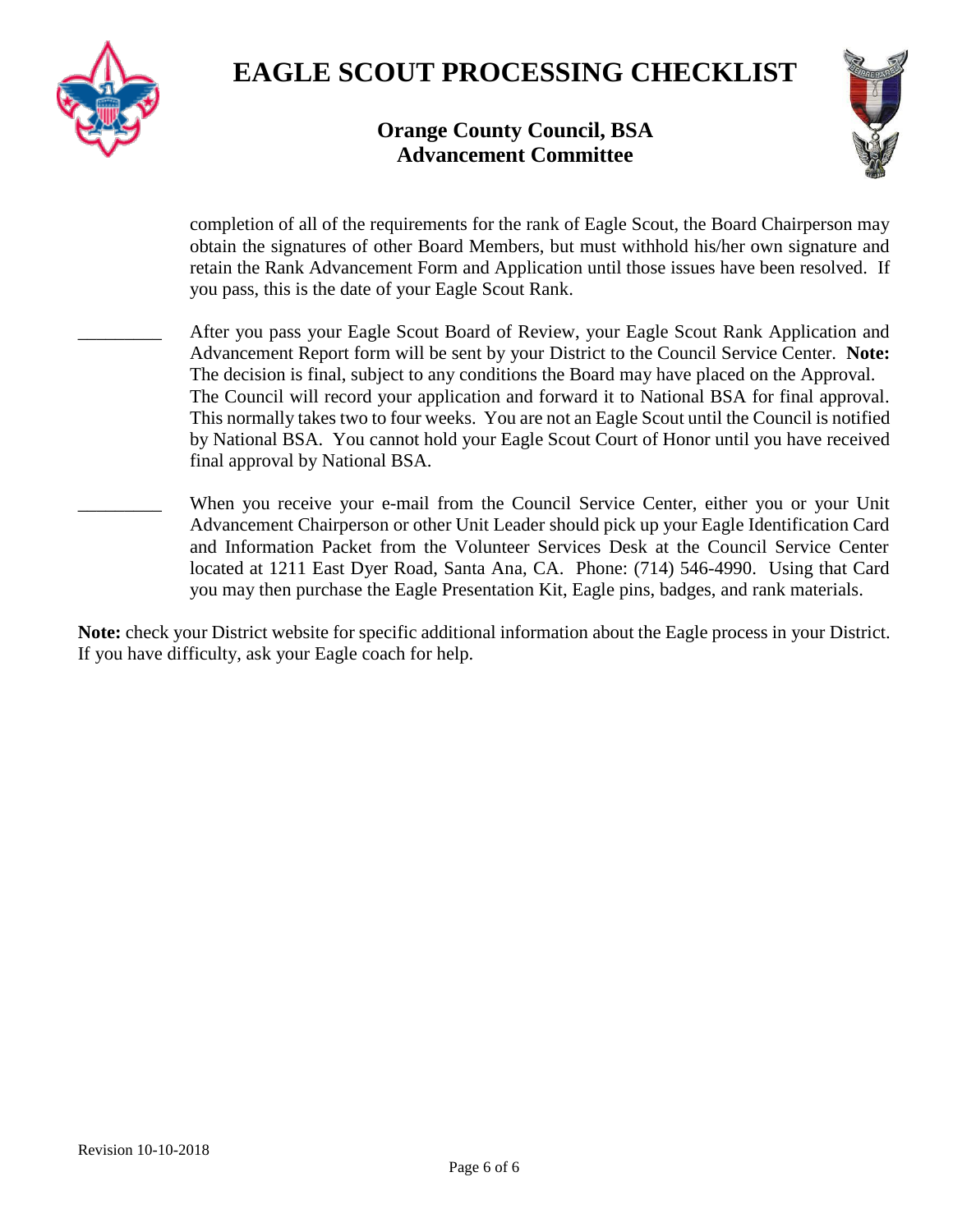completion of all of the requirements for the rank of Eagle Scout, the Board Chairperson may obtain the signatures of other Board Members, but must withhold his/her own signature and retain the Rank Advancement Form and Application until those issues have been resolved. If you pass, this is the date of your Eagle Scout Rank.

_________ After you pass your Eagle Scout Board of Review, your Eagle Scout Rank Application and Advancement Report form will be sent by your District to the Council Service Center. **Note:** The decision is final, subject to any conditions the Board may have placed on the Approval. The Council will record your application and forward it to National BSA for final approval. This normally takes two to four weeks. You are not an Eagle Scout until the Council is notified by National BSA. You cannot hold your Eagle Scout Court of Honor until you have received final approval by National BSA.

_________ When you receive your e-mail from the Council Service Center, either you or your Unit Advancement Chairperson or other Unit Leader should pick up your Eagle Identification Card and Information Packet from the Volunteer Services Desk at the Council Service Center located at 1211 East Dyer Road, Santa Ana, CA. Phone: (714) 546-4990. Using that Card you may then purchase the Eagle Presentation Kit, Eagle pins, badges, and rank materials.

**Note:** check your District website for specific additional information about the Eagle process in your District. If you have difficulty, ask your Eagle coach for help.

Revision 10-10-2018